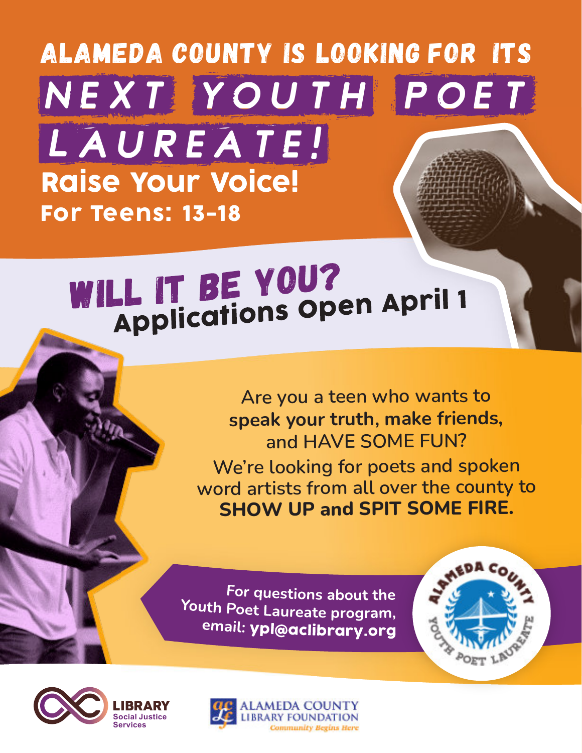# ALAMEDA COUNTY IS LOOKING FOR ITS NEXT YOUTH POET LAUREATE!

## Raise Your Voice!

**For Teens: 13-18**

## WILL IT BE YOU?

**Applications Open April 1**

Are you a teen who wants to **speak your truth, make friends,** and HAVE SOME FUN?

We're looking for poets and spoken word artists from all over the county to **SHOW UP and SPIT SOME FIRE.**

For questions about the Youth Poet Laureate program, email: **ypl@aclibrary.org**

ALAMEDA COUNTY YOUTH POET LAUREATE

LIBRARY Social Justice Services

ALAMEDA COUNTY LIBRARY FOUNDATION *Community Begins Here*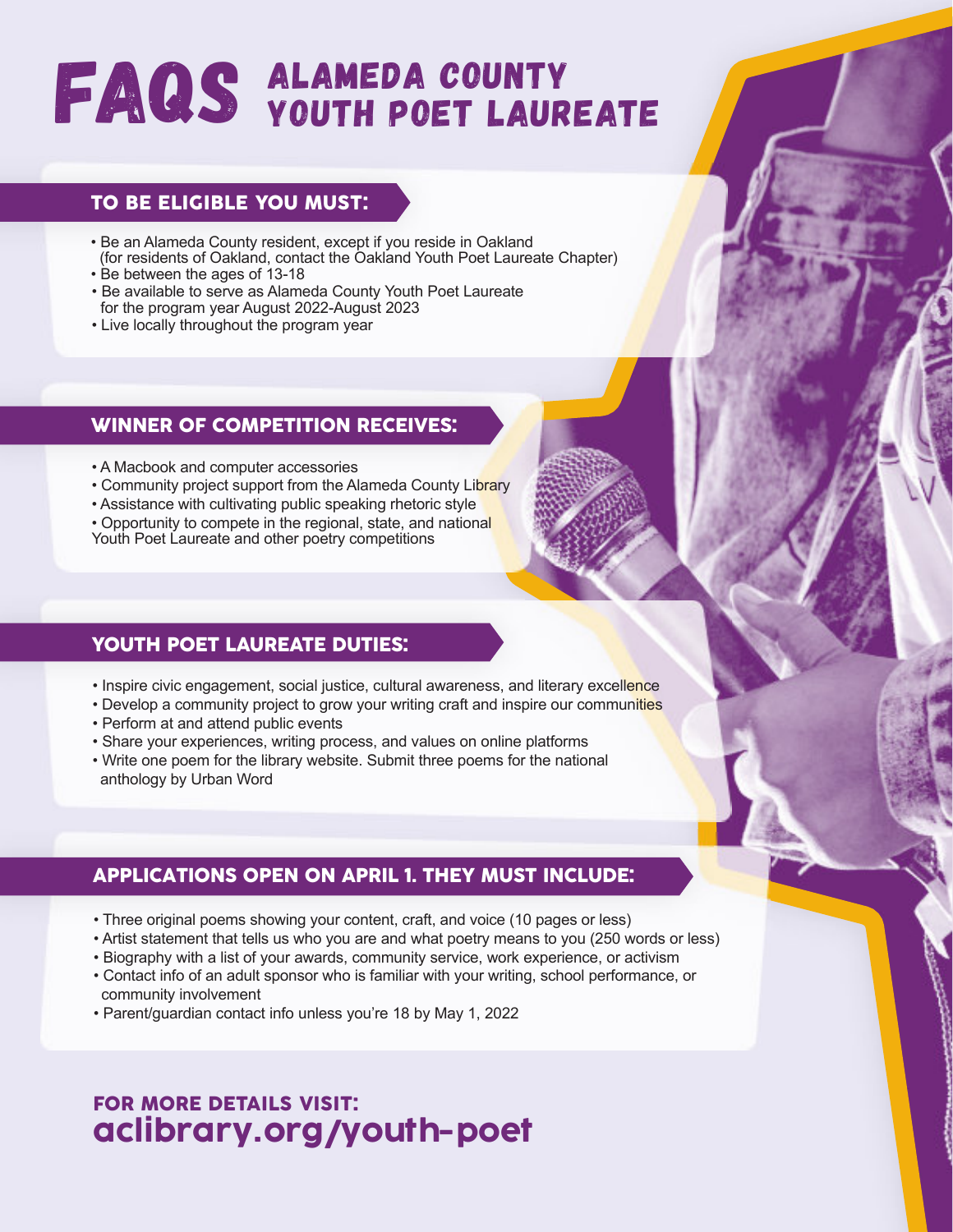# FAQS ALAMEDA COUNTY YOUTH POET LAUREATE

## TO BE ELIGIBLE YOU MUST:

- Be an Alameda County resident, except if you reside in Oakland (for residents of Oakland, contact the Oakland Youth Poet Laureate Chapter)
- Be between the ages of 13-18
- Be available to serve as Alameda County Youth Poet Laureate for the program year August 2022-August 2023
- Live locally throughout the program year

## WINNER OF COMPETITION RECEIVES:

- A Macbook and computer accessories
- Community project support from the Alameda County Library
- Assistance with cultivating public speaking rhetoric style
- Opportunity to compete in the regional, state, and national Youth Poet Laureate and other poetry competitions

## YOUTH POET LAUREATE DUTIES:

- Inspire civic engagement, social justice, cultural awareness, and literary excellence
- Develop a community project to grow your writing craft and inspire our communities
- Perform at and attend public events
- Share your experiences, writing process, and values on online platforms
- Write one poem for the library website. Submit three poems for the national anthology by Urban Word

## APPLICATIONS OPEN ON APRIL 1. THEY MUST INCLUDE:

- Three original poems showing your content, craft, and voice (10 pages or less)
- Artist statement that tells us who you are and what poetry means to you (250 words or less)
- Biography with a list of your awards, community service, work experience, or activism
- Contact info of an adult sponsor who is familiar with your writing, school performance, or community involvement
- Parent/guardian contact info unless you're 18 by May 1, 2022

**FOR MORE DETAILS VISIT:**
**aclibrary.org/youth-poet**